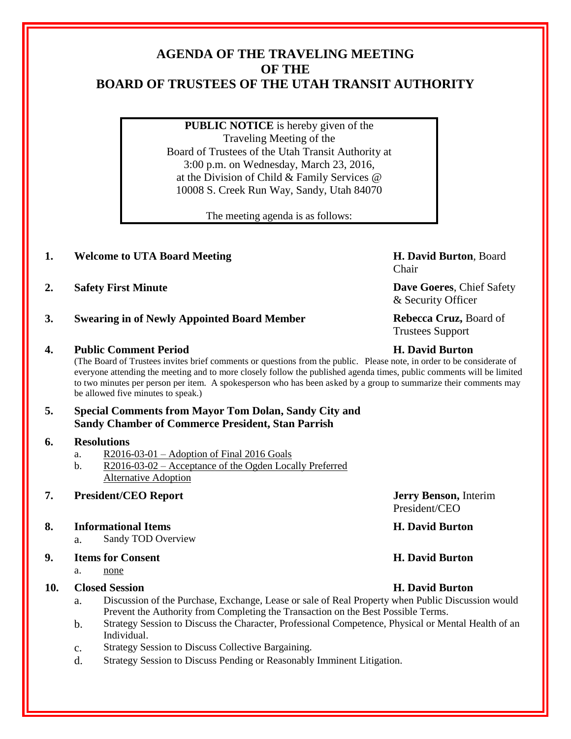# AGENDA OF THE TRAVELING MEETING OF THE BOARD OF TRUSTEES OF THE UTAH TRANSIT AUTHORITY

**PUBLIC NOTICE** is hereby given of the Traveling Meeting of the Board of Trustees of the Utah Transit Authority at 3:00 p.m. on Wednesday, March 23, 2016, at the Division of Child & Family Services @ 10008 S. Creek Run Way, Sandy, Utah 84070

The meeting agenda is as follows:

1. **Welcome to UTA Board Meeting** — **H. David Burton**, Board Chair

2. **Safety First Minute** — **Dave Goeres**, Chief Safety & Security Officer

3. **Swearing in of Newly Appointed Board Member** — **Rebecca Cruz,** Board of Trustees Support

4. **Public Comment Period** — **H. David Burton**

   (The Board of Trustees invites brief comments or questions from the public. Please note, in order to be considerate of everyone attending the meeting and to more closely follow the published agenda times, public comments will be limited to two minutes per person per item. A spokesperson who has been asked by a group to summarize their comments may be allowed five minutes to speak.)

5. **Special Comments from Mayor Tom Dolan, Sandy City and Sandy Chamber of Commerce President, Stan Parrish**

6. **Resolutions**
   a. R2016-03-01 – Adoption of Final 2016 Goals
   b. R2016-03-02 – Acceptance of the Ogden Locally Preferred Alternative Adoption

7. **President/CEO Report** — **Jerry Benson,** Interim President/CEO

8. **Informational Items** — **H. David Burton**
   a. Sandy TOD Overview

9. **Items for Consent** — **H. David Burton**
   a. none

10. **Closed Session** — **H. David Burton**
    a. Discussion of the Purchase, Exchange, Lease or sale of Real Property when Public Discussion would Prevent the Authority from Completing the Transaction on the Best Possible Terms.
    b. Strategy Session to Discuss the Character, Professional Competence, Physical or Mental Health of an Individual.
    c. Strategy Session to Discuss Collective Bargaining.
    d. Strategy Session to Discuss Pending or Reasonably Imminent Litigation.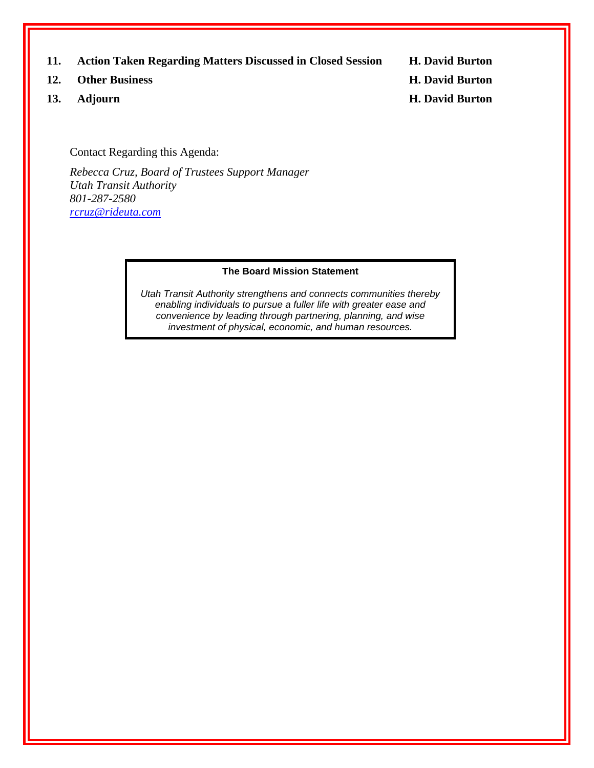| | | |
|---|---|---|
| **11.** | **Action Taken Regarding Matters Discussed in Closed Session** | **H. David Burton** |
| **12.** | **Other Business** | **H. David Burton** |
| **13.** | **Adjourn** | **H. David Burton** |

Contact Regarding this Agenda:

*Rebecca Cruz, Board of Trustees Support Manager*
*Utah Transit Authority*
*801-287-2580*
*[rcruz@rideuta.com](mailto:rcruz@rideuta.com)*

**The Board Mission Statement**

*Utah Transit Authority strengthens and connects communities thereby enabling individuals to pursue a fuller life with greater ease and convenience by leading through partnering, planning, and wise investment of physical, economic, and human resources.*